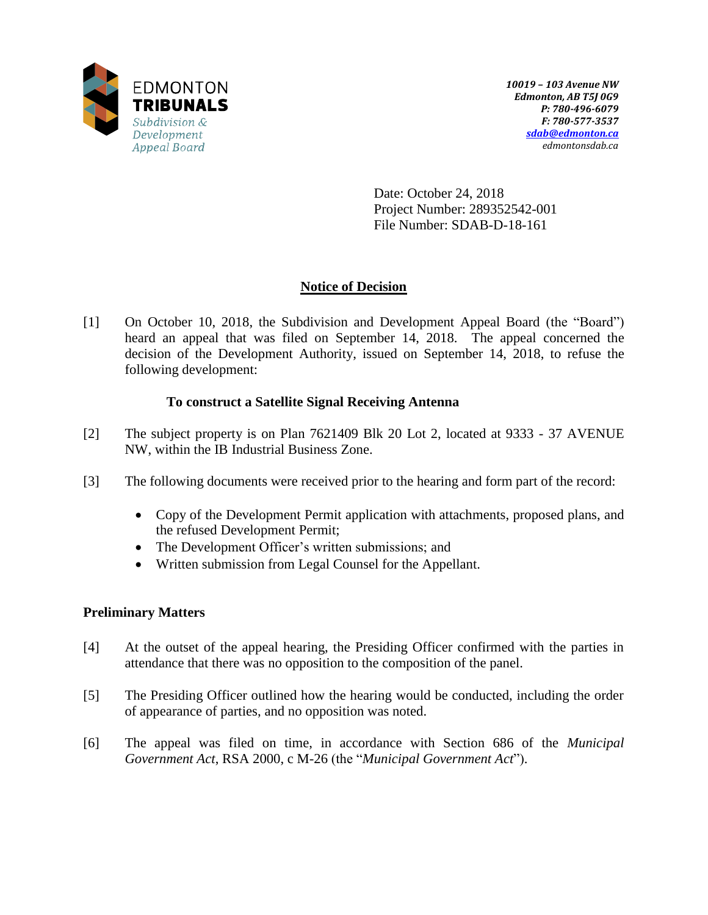EDMONTON
**TRIBUNALS**
*Subdivision & Development Appeal Board*

***10019 – 103 Avenue NW***
***Edmonton, AB T5J 0G9***
***P: 780-496-6079***
***F: 780-577-3537***
***sdab@edmonton.ca***
*edmontonsdab.ca*

Date: October 24, 2018
Project Number: 289352542-001
File Number: SDAB-D-18-161

## Notice of Decision

[1] On October 10, 2018, the Subdivision and Development Appeal Board (the "Board") heard an appeal that was filed on September 14, 2018. The appeal concerned the decision of the Development Authority, issued on September 14, 2018, to refuse the following development:

**To construct a Satellite Signal Receiving Antenna**

[2] The subject property is on Plan 7621409 Blk 20 Lot 2, located at 9333 - 37 AVENUE NW, within the IB Industrial Business Zone.

[3] The following documents were received prior to the hearing and form part of the record:

- Copy of the Development Permit application with attachments, proposed plans, and the refused Development Permit;
- The Development Officer's written submissions; and
- Written submission from Legal Counsel for the Appellant.

### Preliminary Matters

[4] At the outset of the appeal hearing, the Presiding Officer confirmed with the parties in attendance that there was no opposition to the composition of the panel.

[5] The Presiding Officer outlined how the hearing would be conducted, including the order of appearance of parties, and no opposition was noted.

[6] The appeal was filed on time, in accordance with Section 686 of the *Municipal Government Act*, RSA 2000, c M-26 (the "*Municipal Government Act*").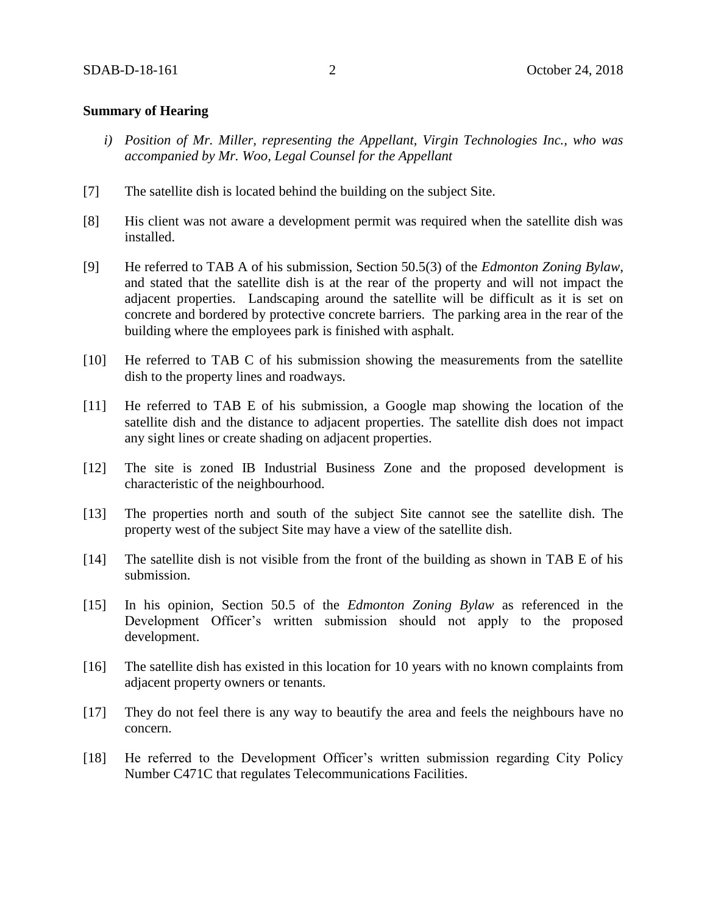**Summary of Hearing**

*i) Position of Mr. Miller, representing the Appellant, Virgin Technologies Inc., who was accompanied by Mr. Woo, Legal Counsel for the Appellant*

[7] The satellite dish is located behind the building on the subject Site.

[8] His client was not aware a development permit was required when the satellite dish was installed.

[9] He referred to TAB A of his submission, Section 50.5(3) of the *Edmonton Zoning Bylaw*, and stated that the satellite dish is at the rear of the property and will not impact the adjacent properties. Landscaping around the satellite will be difficult as it is set on concrete and bordered by protective concrete barriers. The parking area in the rear of the building where the employees park is finished with asphalt.

[10] He referred to TAB C of his submission showing the measurements from the satellite dish to the property lines and roadways.

[11] He referred to TAB E of his submission, a Google map showing the location of the satellite dish and the distance to adjacent properties. The satellite dish does not impact any sight lines or create shading on adjacent properties.

[12] The site is zoned IB Industrial Business Zone and the proposed development is characteristic of the neighbourhood.

[13] The properties north and south of the subject Site cannot see the satellite dish. The property west of the subject Site may have a view of the satellite dish.

[14] The satellite dish is not visible from the front of the building as shown in TAB E of his submission.

[15] In his opinion, Section 50.5 of the *Edmonton Zoning Bylaw* as referenced in the Development Officer's written submission should not apply to the proposed development.

[16] The satellite dish has existed in this location for 10 years with no known complaints from adjacent property owners or tenants.

[17] They do not feel there is any way to beautify the area and feels the neighbours have no concern.

[18] He referred to the Development Officer's written submission regarding City Policy Number C471C that regulates Telecommunications Facilities.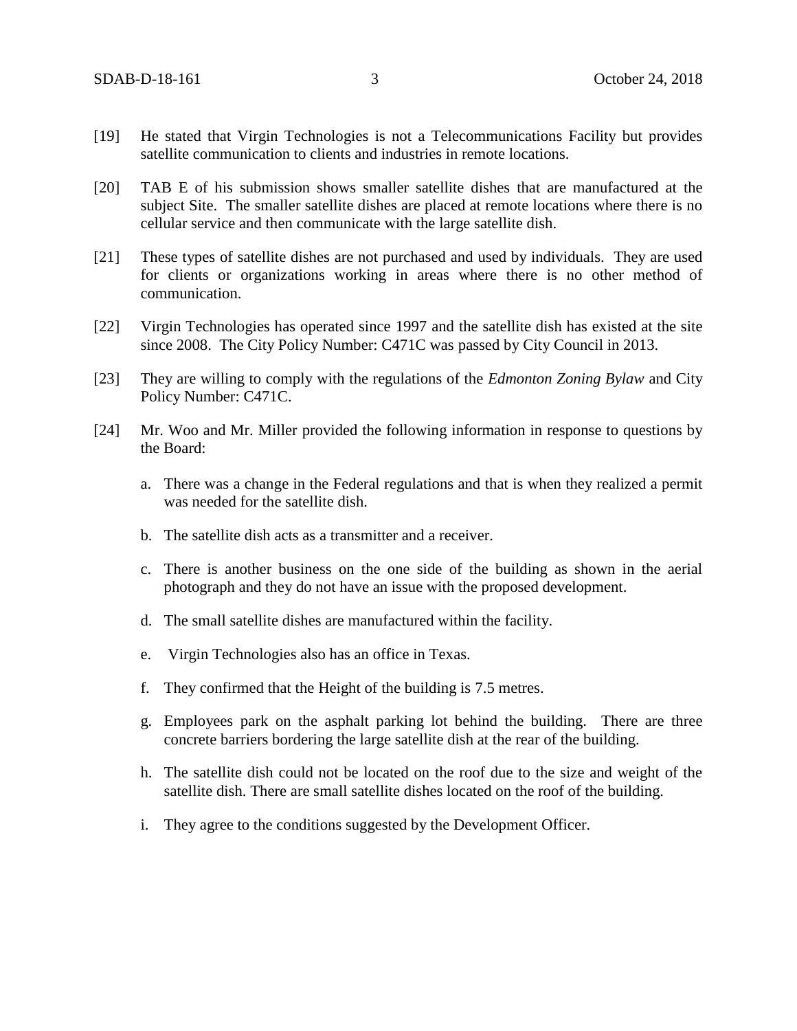[19] He stated that Virgin Technologies is not a Telecommunications Facility but provides satellite communication to clients and industries in remote locations.

[20] TAB E of his submission shows smaller satellite dishes that are manufactured at the subject Site. The smaller satellite dishes are placed at remote locations where there is no cellular service and then communicate with the large satellite dish.

[21] These types of satellite dishes are not purchased and used by individuals. They are used for clients or organizations working in areas where there is no other method of communication.

[22] Virgin Technologies has operated since 1997 and the satellite dish has existed at the site since 2008. The City Policy Number: C471C was passed by City Council in 2013.

[23] They are willing to comply with the regulations of the *Edmonton Zoning Bylaw* and City Policy Number: C471C.

[24] Mr. Woo and Mr. Miller provided the following information in response to questions by the Board:

a. There was a change in the Federal regulations and that is when they realized a permit was needed for the satellite dish.

b. The satellite dish acts as a transmitter and a receiver.

c. There is another business on the one side of the building as shown in the aerial photograph and they do not have an issue with the proposed development.

d. The small satellite dishes are manufactured within the facility.

e. Virgin Technologies also has an office in Texas.

f. They confirmed that the Height of the building is 7.5 metres.

g. Employees park on the asphalt parking lot behind the building. There are three concrete barriers bordering the large satellite dish at the rear of the building.

h. The satellite dish could not be located on the roof due to the size and weight of the satellite dish. There are small satellite dishes located on the roof of the building.

i. They agree to the conditions suggested by the Development Officer.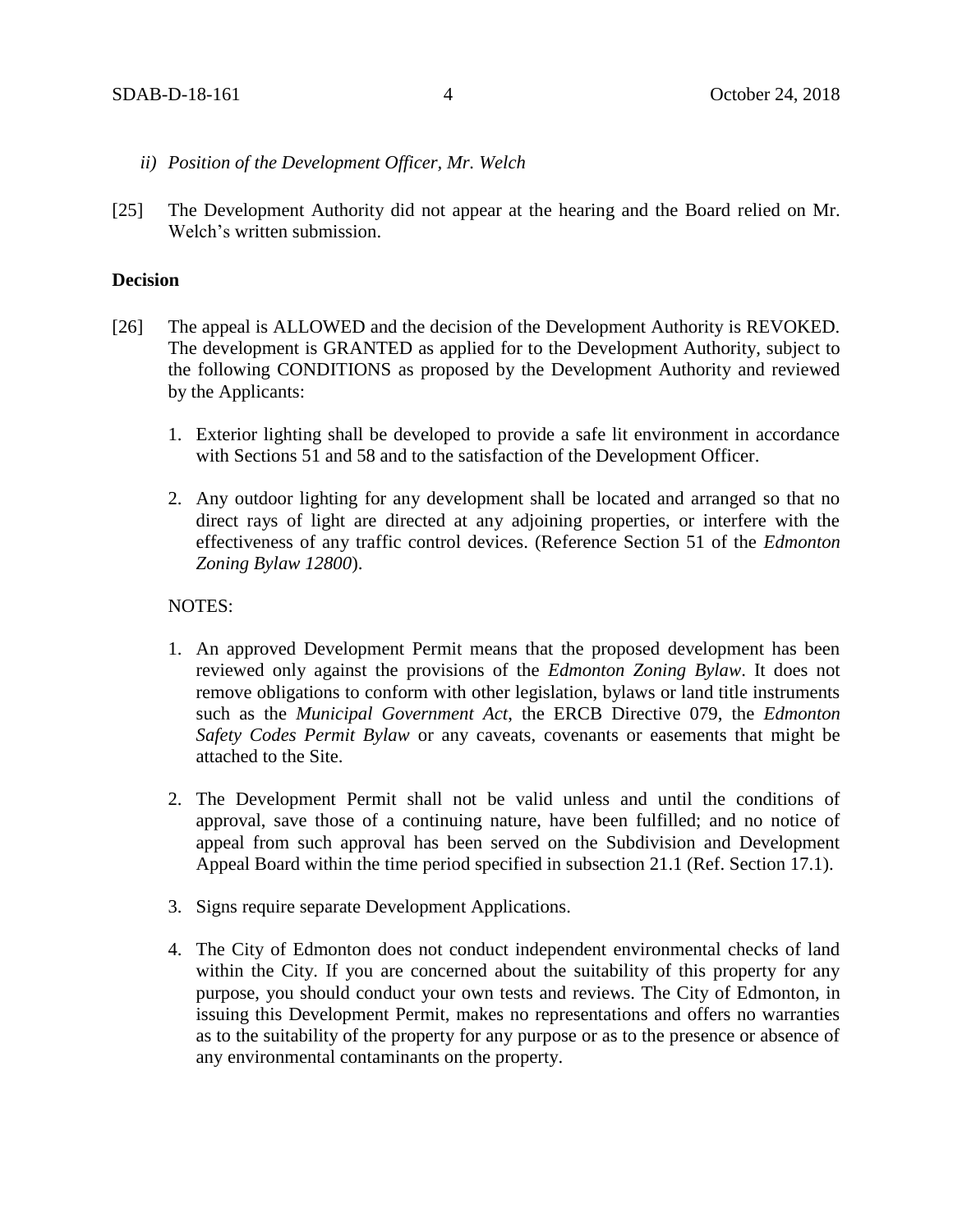*ii) Position of the Development Officer, Mr. Welch*

[25] The Development Authority did not appear at the hearing and the Board relied on Mr. Welch's written submission.

**Decision**

[26] The appeal is ALLOWED and the decision of the Development Authority is REVOKED. The development is GRANTED as applied for to the Development Authority, subject to the following CONDITIONS as proposed by the Development Authority and reviewed by the Applicants:

1. Exterior lighting shall be developed to provide a safe lit environment in accordance with Sections 51 and 58 and to the satisfaction of the Development Officer.

2. Any outdoor lighting for any development shall be located and arranged so that no direct rays of light are directed at any adjoining properties, or interfere with the effectiveness of any traffic control devices. (Reference Section 51 of the *Edmonton Zoning Bylaw 12800*).

NOTES:

1. An approved Development Permit means that the proposed development has been reviewed only against the provisions of the *Edmonton Zoning Bylaw*. It does not remove obligations to conform with other legislation, bylaws or land title instruments such as the *Municipal Government Act*, the ERCB Directive 079, the *Edmonton Safety Codes Permit Bylaw* or any caveats, covenants or easements that might be attached to the Site.

2. The Development Permit shall not be valid unless and until the conditions of approval, save those of a continuing nature, have been fulfilled; and no notice of appeal from such approval has been served on the Subdivision and Development Appeal Board within the time period specified in subsection 21.1 (Ref. Section 17.1).

3. Signs require separate Development Applications.

4. The City of Edmonton does not conduct independent environmental checks of land within the City. If you are concerned about the suitability of this property for any purpose, you should conduct your own tests and reviews. The City of Edmonton, in issuing this Development Permit, makes no representations and offers no warranties as to the suitability of the property for any purpose or as to the presence or absence of any environmental contaminants on the property.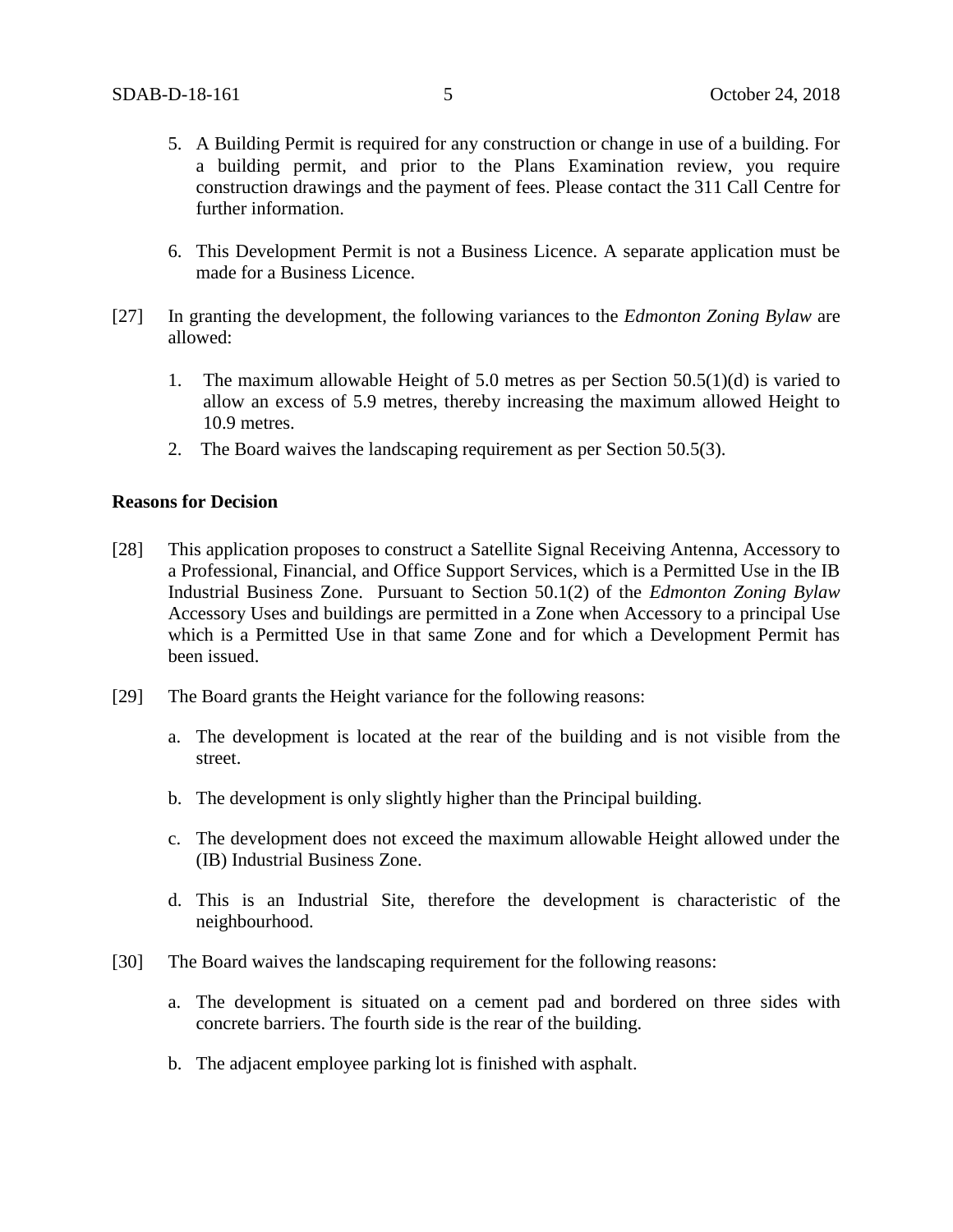5. A Building Permit is required for any construction or change in use of a building. For a building permit, and prior to the Plans Examination review, you require construction drawings and the payment of fees. Please contact the 311 Call Centre for further information.

6. This Development Permit is not a Business Licence. A separate application must be made for a Business Licence.

[27] In granting the development, the following variances to the *Edmonton Zoning Bylaw* are allowed:

1. The maximum allowable Height of 5.0 metres as per Section 50.5(1)(d) is varied to allow an excess of 5.9 metres, thereby increasing the maximum allowed Height to 10.9 metres.
2. The Board waives the landscaping requirement as per Section 50.5(3).

**Reasons for Decision**

[28] This application proposes to construct a Satellite Signal Receiving Antenna, Accessory to a Professional, Financial, and Office Support Services, which is a Permitted Use in the IB Industrial Business Zone. Pursuant to Section 50.1(2) of the *Edmonton Zoning Bylaw* Accessory Uses and buildings are permitted in a Zone when Accessory to a principal Use which is a Permitted Use in that same Zone and for which a Development Permit has been issued.

[29] The Board grants the Height variance for the following reasons:

a. The development is located at the rear of the building and is not visible from the street.

b. The development is only slightly higher than the Principal building.

c. The development does not exceed the maximum allowable Height allowed under the (IB) Industrial Business Zone.

d. This is an Industrial Site, therefore the development is characteristic of the neighbourhood.

[30] The Board waives the landscaping requirement for the following reasons:

a. The development is situated on a cement pad and bordered on three sides with concrete barriers. The fourth side is the rear of the building.

b. The adjacent employee parking lot is finished with asphalt.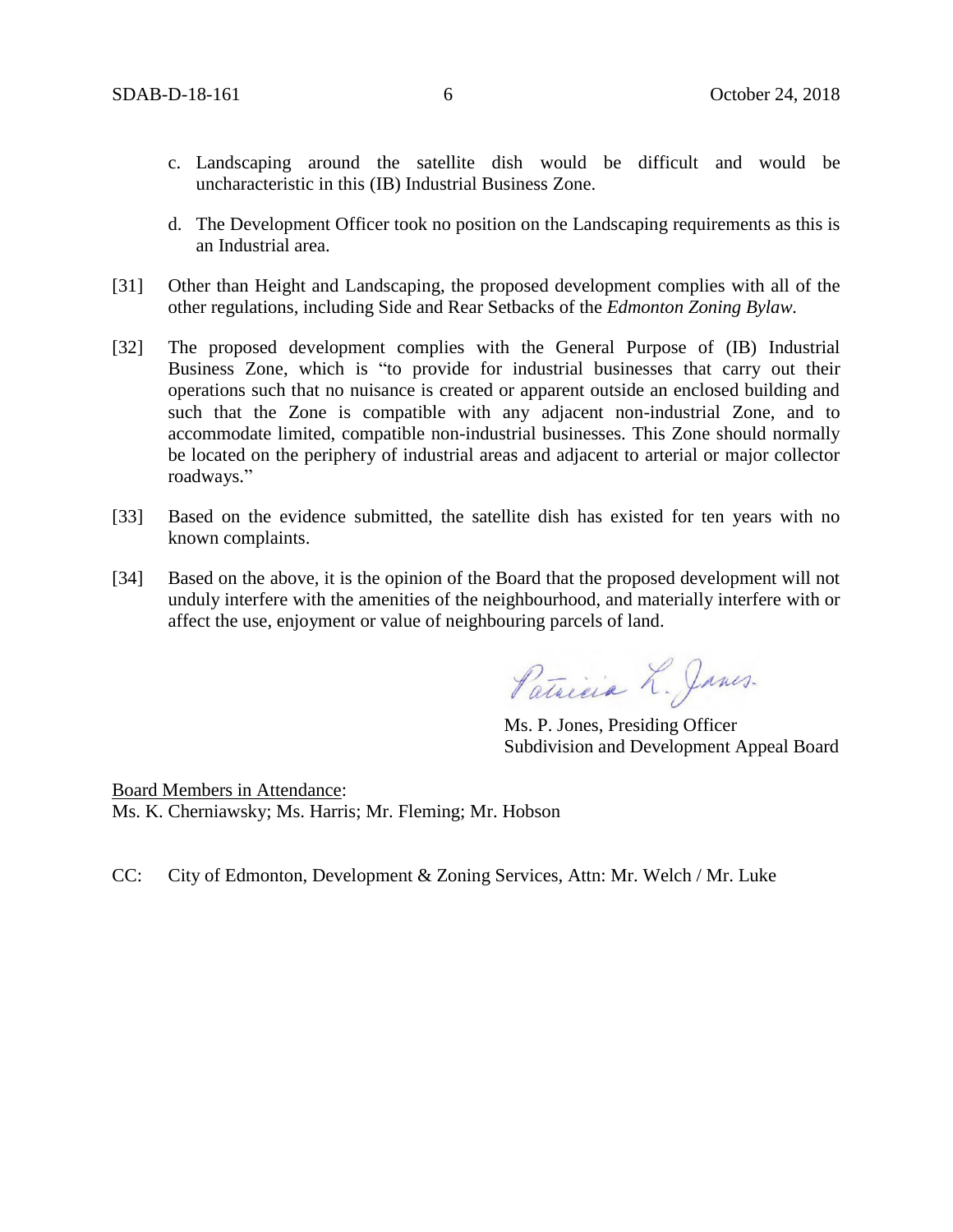c. Landscaping around the satellite dish would be difficult and would be uncharacteristic in this (IB) Industrial Business Zone.

d. The Development Officer took no position on the Landscaping requirements as this is an Industrial area.

[31] Other than Height and Landscaping, the proposed development complies with all of the other regulations, including Side and Rear Setbacks of the *Edmonton Zoning Bylaw*.

[32] The proposed development complies with the General Purpose of (IB) Industrial Business Zone, which is "to provide for industrial businesses that carry out their operations such that no nuisance is created or apparent outside an enclosed building and such that the Zone is compatible with any adjacent non-industrial Zone, and to accommodate limited, compatible non-industrial businesses. This Zone should normally be located on the periphery of industrial areas and adjacent to arterial or major collector roadways."

[33] Based on the evidence submitted, the satellite dish has existed for ten years with no known complaints.

[34] Based on the above, it is the opinion of the Board that the proposed development will not unduly interfere with the amenities of the neighbourhood, and materially interfere with or affect the use, enjoyment or value of neighbouring parcels of land.

Patricia L. Jones

Ms. P. Jones, Presiding Officer
Subdivision and Development Appeal Board

Board Members in Attendance:
Ms. K. Cherniawsky; Ms. Harris; Mr. Fleming; Mr. Hobson

CC: City of Edmonton, Development & Zoning Services, Attn: Mr. Welch / Mr. Luke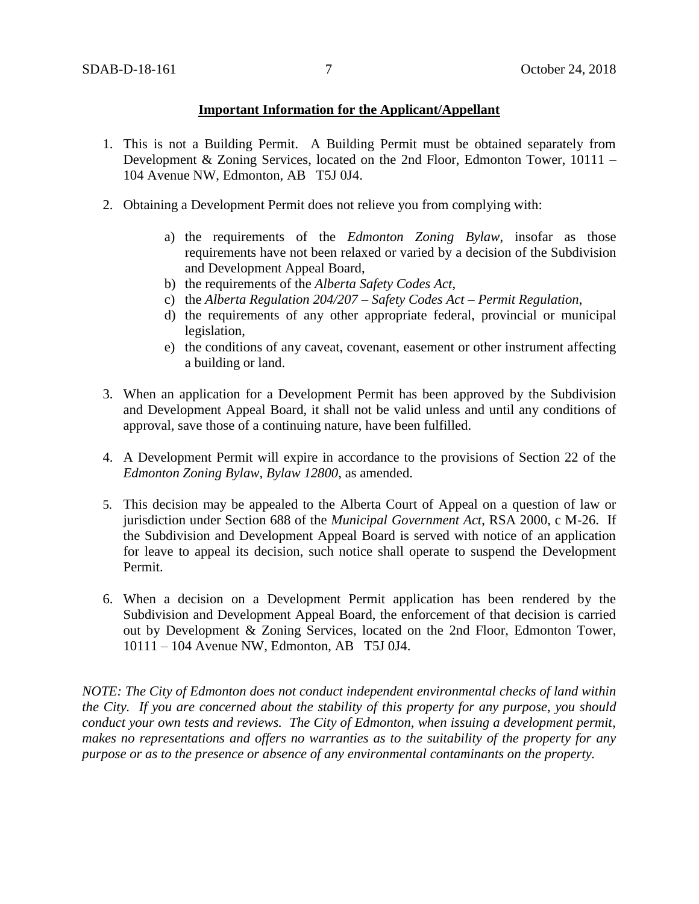**Important Information for the Applicant/Appellant**

1. This is not a Building Permit. A Building Permit must be obtained separately from Development & Zoning Services, located on the 2nd Floor, Edmonton Tower, 10111 – 104 Avenue NW, Edmonton, AB T5J 0J4.

2. Obtaining a Development Permit does not relieve you from complying with:

    a) the requirements of the *Edmonton Zoning Bylaw*, insofar as those requirements have not been relaxed or varied by a decision of the Subdivision and Development Appeal Board,
    b) the requirements of the *Alberta Safety Codes Act*,
    c) the *Alberta Regulation 204/207 – Safety Codes Act – Permit Regulation*,
    d) the requirements of any other appropriate federal, provincial or municipal legislation,
    e) the conditions of any caveat, covenant, easement or other instrument affecting a building or land.

3. When an application for a Development Permit has been approved by the Subdivision and Development Appeal Board, it shall not be valid unless and until any conditions of approval, save those of a continuing nature, have been fulfilled.

4. A Development Permit will expire in accordance to the provisions of Section 22 of the *Edmonton Zoning Bylaw, Bylaw 12800*, as amended.

5. This decision may be appealed to the Alberta Court of Appeal on a question of law or jurisdiction under Section 688 of the *Municipal Government Act*, RSA 2000, c M-26. If the Subdivision and Development Appeal Board is served with notice of an application for leave to appeal its decision, such notice shall operate to suspend the Development Permit.

6. When a decision on a Development Permit application has been rendered by the Subdivision and Development Appeal Board, the enforcement of that decision is carried out by Development & Zoning Services, located on the 2nd Floor, Edmonton Tower, 10111 – 104 Avenue NW, Edmonton, AB T5J 0J4.

*NOTE: The City of Edmonton does not conduct independent environmental checks of land within the City. If you are concerned about the stability of this property for any purpose, you should conduct your own tests and reviews. The City of Edmonton, when issuing a development permit, makes no representations and offers no warranties as to the suitability of the property for any purpose or as to the presence or absence of any environmental contaminants on the property.*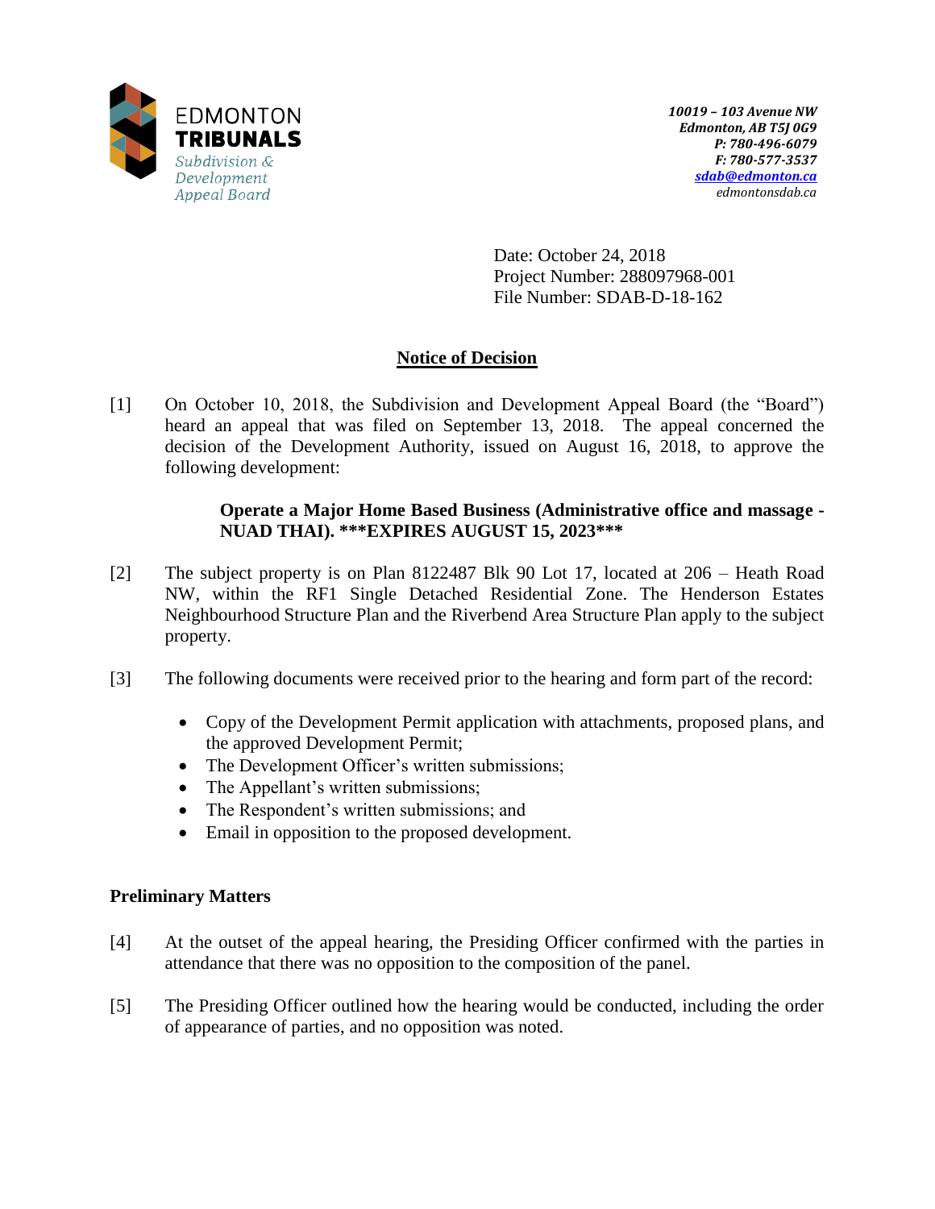EDMONTON
**TRIBUNALS**
*Subdivision & Development Appeal Board*

***10019 – 103 Avenue NW***
***Edmonton, AB T5J 0G9***
***P: 780-496-6079***
***F: 780-577-3537***
***sdab@edmonton.ca***
*edmontonsdab.ca*

Date: October 24, 2018
Project Number: 288097968-001
File Number: SDAB-D-18-162

## Notice of Decision

[1] On October 10, 2018, the Subdivision and Development Appeal Board (the "Board") heard an appeal that was filed on September 13, 2018. The appeal concerned the decision of the Development Authority, issued on August 16, 2018, to approve the following development:

> **Operate a Major Home Based Business (Administrative office and massage - NUAD THAI). ***EXPIRES AUGUST 15, 2023*****

[2] The subject property is on Plan 8122487 Blk 90 Lot 17, located at 206 – Heath Road NW, within the RF1 Single Detached Residential Zone. The Henderson Estates Neighbourhood Structure Plan and the Riverbend Area Structure Plan apply to the subject property.

[3] The following documents were received prior to the hearing and form part of the record:

- Copy of the Development Permit application with attachments, proposed plans, and the approved Development Permit;
- The Development Officer's written submissions;
- The Appellant's written submissions;
- The Respondent's written submissions; and
- Email in opposition to the proposed development.

### Preliminary Matters

[4] At the outset of the appeal hearing, the Presiding Officer confirmed with the parties in attendance that there was no opposition to the composition of the panel.

[5] The Presiding Officer outlined how the hearing would be conducted, including the order of appearance of parties, and no opposition was noted.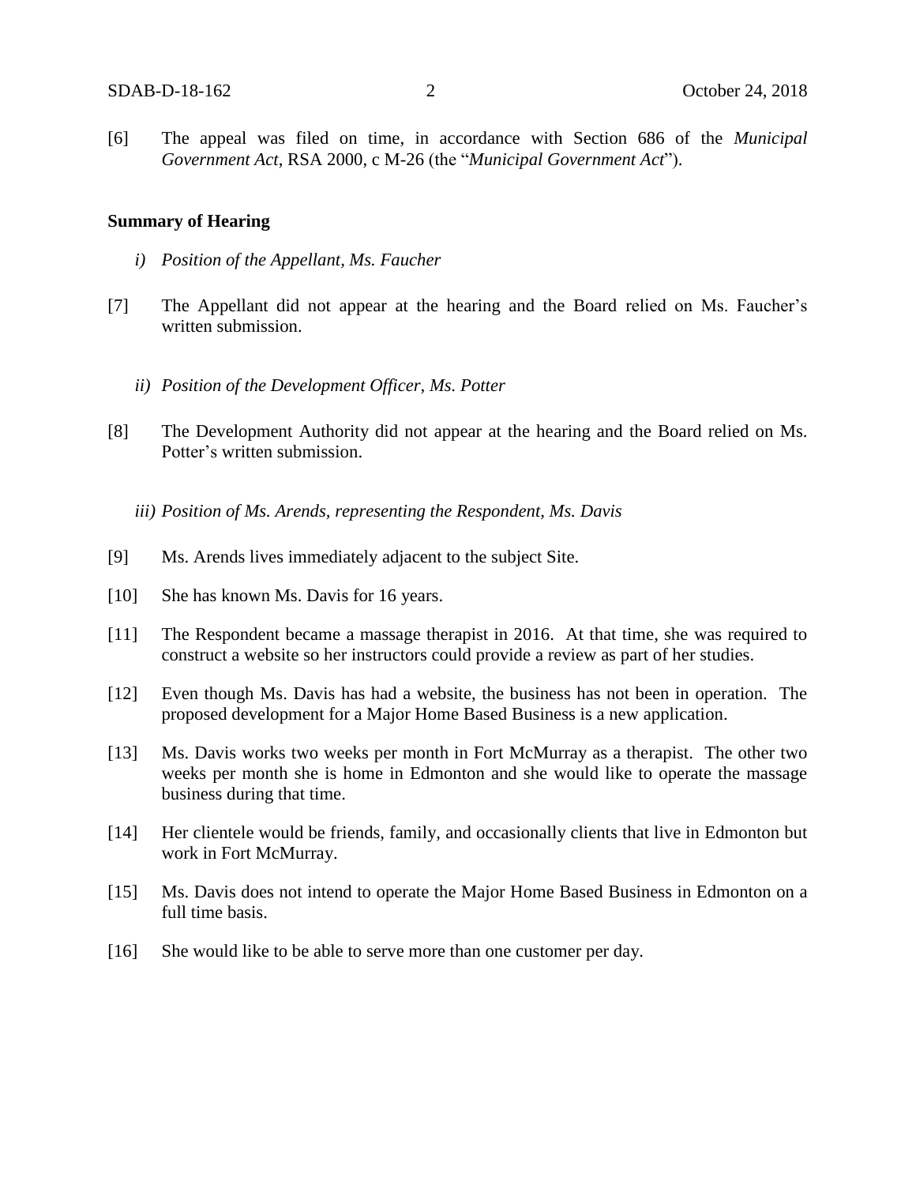[6] The appeal was filed on time, in accordance with Section 686 of the *Municipal Government Act*, RSA 2000, c M-26 (the "*Municipal Government Act*").

**Summary of Hearing**

*i) Position of the Appellant, Ms. Faucher*

[7] The Appellant did not appear at the hearing and the Board relied on Ms. Faucher's written submission.

*ii) Position of the Development Officer, Ms. Potter*

[8] The Development Authority did not appear at the hearing and the Board relied on Ms. Potter's written submission.

*iii) Position of Ms. Arends, representing the Respondent, Ms. Davis*

[9] Ms. Arends lives immediately adjacent to the subject Site.

[10] She has known Ms. Davis for 16 years.

[11] The Respondent became a massage therapist in 2016. At that time, she was required to construct a website so her instructors could provide a review as part of her studies.

[12] Even though Ms. Davis has had a website, the business has not been in operation. The proposed development for a Major Home Based Business is a new application.

[13] Ms. Davis works two weeks per month in Fort McMurray as a therapist. The other two weeks per month she is home in Edmonton and she would like to operate the massage business during that time.

[14] Her clientele would be friends, family, and occasionally clients that live in Edmonton but work in Fort McMurray.

[15] Ms. Davis does not intend to operate the Major Home Based Business in Edmonton on a full time basis.

[16] She would like to be able to serve more than one customer per day.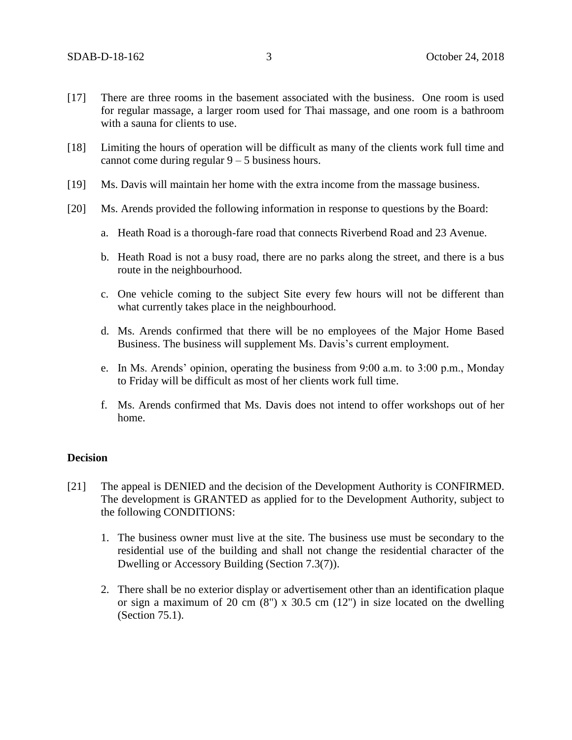[17] There are three rooms in the basement associated with the business. One room is used for regular massage, a larger room used for Thai massage, and one room is a bathroom with a sauna for clients to use.

[18] Limiting the hours of operation will be difficult as many of the clients work full time and cannot come during regular 9 – 5 business hours.

[19] Ms. Davis will maintain her home with the extra income from the massage business.

[20] Ms. Arends provided the following information in response to questions by the Board:

a. Heath Road is a thorough-fare road that connects Riverbend Road and 23 Avenue.

b. Heath Road is not a busy road, there are no parks along the street, and there is a bus route in the neighbourhood.

c. One vehicle coming to the subject Site every few hours will not be different than what currently takes place in the neighbourhood.

d. Ms. Arends confirmed that there will be no employees of the Major Home Based Business. The business will supplement Ms. Davis's current employment.

e. In Ms. Arends' opinion, operating the business from 9:00 a.m. to 3:00 p.m., Monday to Friday will be difficult as most of her clients work full time.

f. Ms. Arends confirmed that Ms. Davis does not intend to offer workshops out of her home.

**Decision**

[21] The appeal is DENIED and the decision of the Development Authority is CONFIRMED. The development is GRANTED as applied for to the Development Authority, subject to the following CONDITIONS:

1. The business owner must live at the site. The business use must be secondary to the residential use of the building and shall not change the residential character of the Dwelling or Accessory Building (Section 7.3(7)).

2. There shall be no exterior display or advertisement other than an identification plaque or sign a maximum of 20 cm (8") x 30.5 cm (12") in size located on the dwelling (Section 75.1).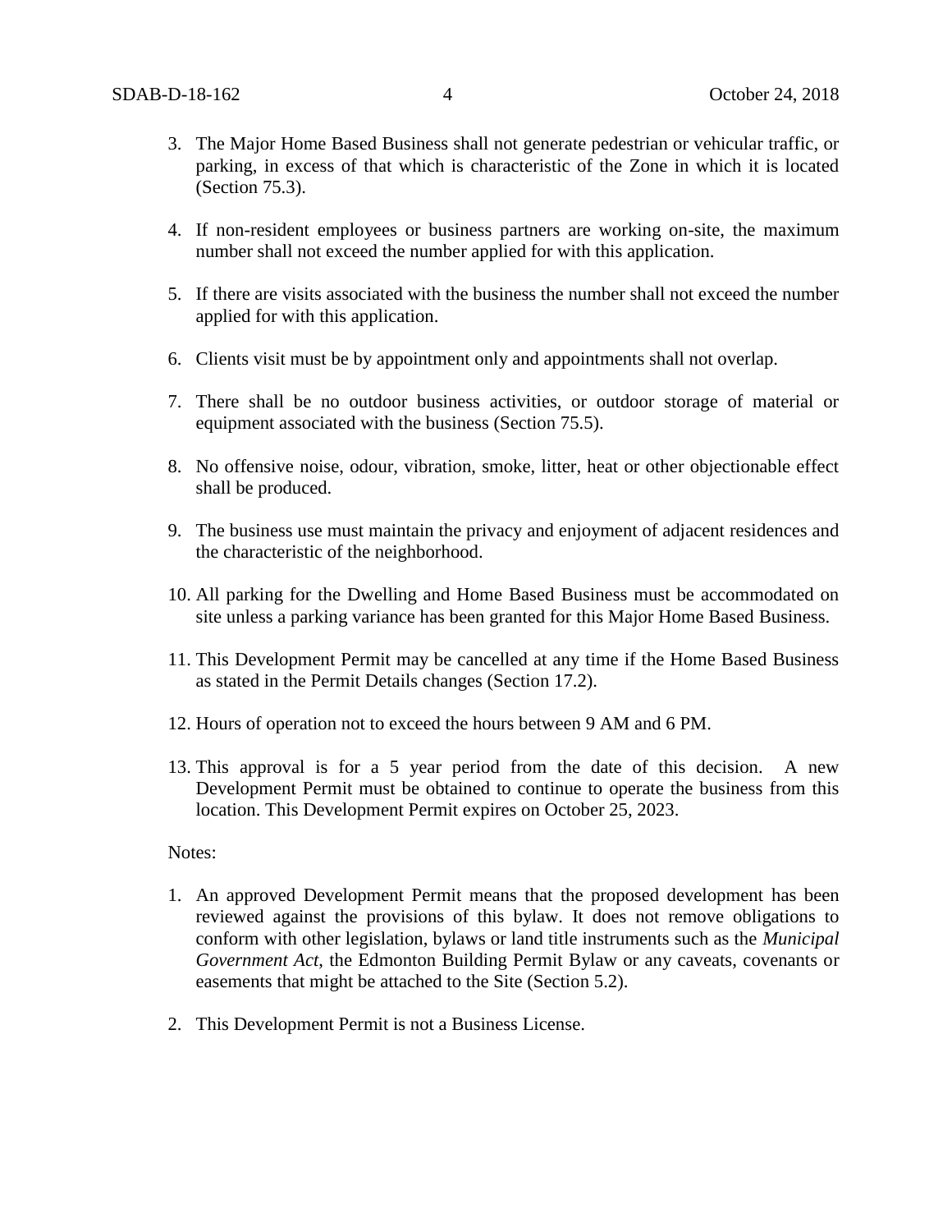3. The Major Home Based Business shall not generate pedestrian or vehicular traffic, or parking, in excess of that which is characteristic of the Zone in which it is located (Section 75.3).

4. If non-resident employees or business partners are working on-site, the maximum number shall not exceed the number applied for with this application.

5. If there are visits associated with the business the number shall not exceed the number applied for with this application.

6. Clients visit must be by appointment only and appointments shall not overlap.

7. There shall be no outdoor business activities, or outdoor storage of material or equipment associated with the business (Section 75.5).

8. No offensive noise, odour, vibration, smoke, litter, heat or other objectionable effect shall be produced.

9. The business use must maintain the privacy and enjoyment of adjacent residences and the characteristic of the neighborhood.

10. All parking for the Dwelling and Home Based Business must be accommodated on site unless a parking variance has been granted for this Major Home Based Business.

11. This Development Permit may be cancelled at any time if the Home Based Business as stated in the Permit Details changes (Section 17.2).

12. Hours of operation not to exceed the hours between 9 AM and 6 PM.

13. This approval is for a 5 year period from the date of this decision. A new Development Permit must be obtained to continue to operate the business from this location. This Development Permit expires on October 25, 2023.

Notes:

1. An approved Development Permit means that the proposed development has been reviewed against the provisions of this bylaw. It does not remove obligations to conform with other legislation, bylaws or land title instruments such as the *Municipal Government Act*, the Edmonton Building Permit Bylaw or any caveats, covenants or easements that might be attached to the Site (Section 5.2).

2. This Development Permit is not a Business License.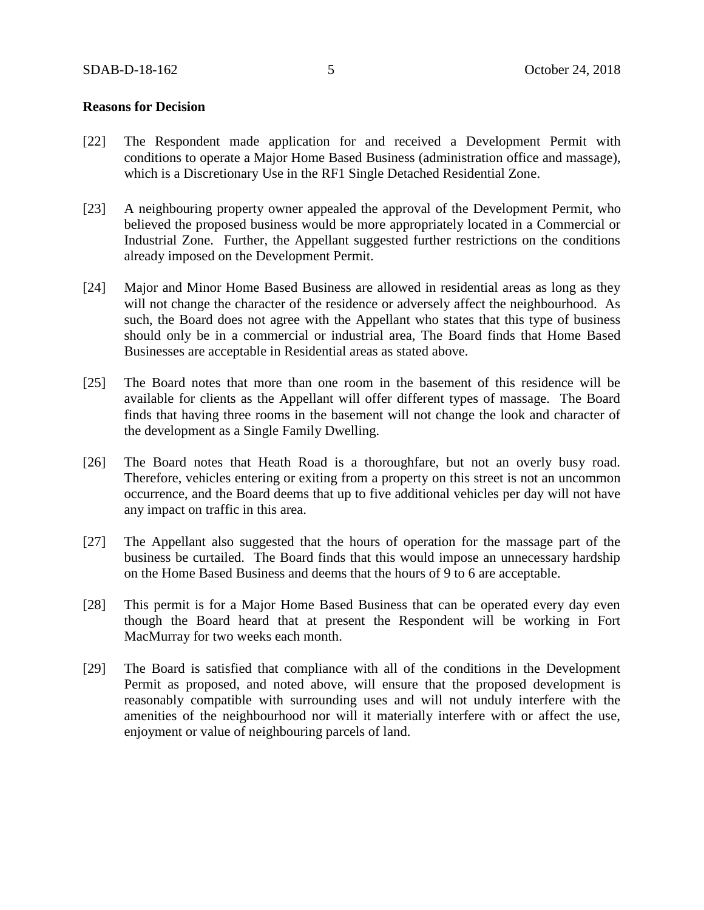**Reasons for Decision**

[22] The Respondent made application for and received a Development Permit with conditions to operate a Major Home Based Business (administration office and massage), which is a Discretionary Use in the RF1 Single Detached Residential Zone.

[23] A neighbouring property owner appealed the approval of the Development Permit, who believed the proposed business would be more appropriately located in a Commercial or Industrial Zone. Further, the Appellant suggested further restrictions on the conditions already imposed on the Development Permit.

[24] Major and Minor Home Based Business are allowed in residential areas as long as they will not change the character of the residence or adversely affect the neighbourhood. As such, the Board does not agree with the Appellant who states that this type of business should only be in a commercial or industrial area, The Board finds that Home Based Businesses are acceptable in Residential areas as stated above.

[25] The Board notes that more than one room in the basement of this residence will be available for clients as the Appellant will offer different types of massage. The Board finds that having three rooms in the basement will not change the look and character of the development as a Single Family Dwelling.

[26] The Board notes that Heath Road is a thoroughfare, but not an overly busy road. Therefore, vehicles entering or exiting from a property on this street is not an uncommon occurrence, and the Board deems that up to five additional vehicles per day will not have any impact on traffic in this area.

[27] The Appellant also suggested that the hours of operation for the massage part of the business be curtailed. The Board finds that this would impose an unnecessary hardship on the Home Based Business and deems that the hours of 9 to 6 are acceptable.

[28] This permit is for a Major Home Based Business that can be operated every day even though the Board heard that at present the Respondent will be working in Fort MacMurray for two weeks each month.

[29] The Board is satisfied that compliance with all of the conditions in the Development Permit as proposed, and noted above, will ensure that the proposed development is reasonably compatible with surrounding uses and will not unduly interfere with the amenities of the neighbourhood nor will it materially interfere with or affect the use, enjoyment or value of neighbouring parcels of land.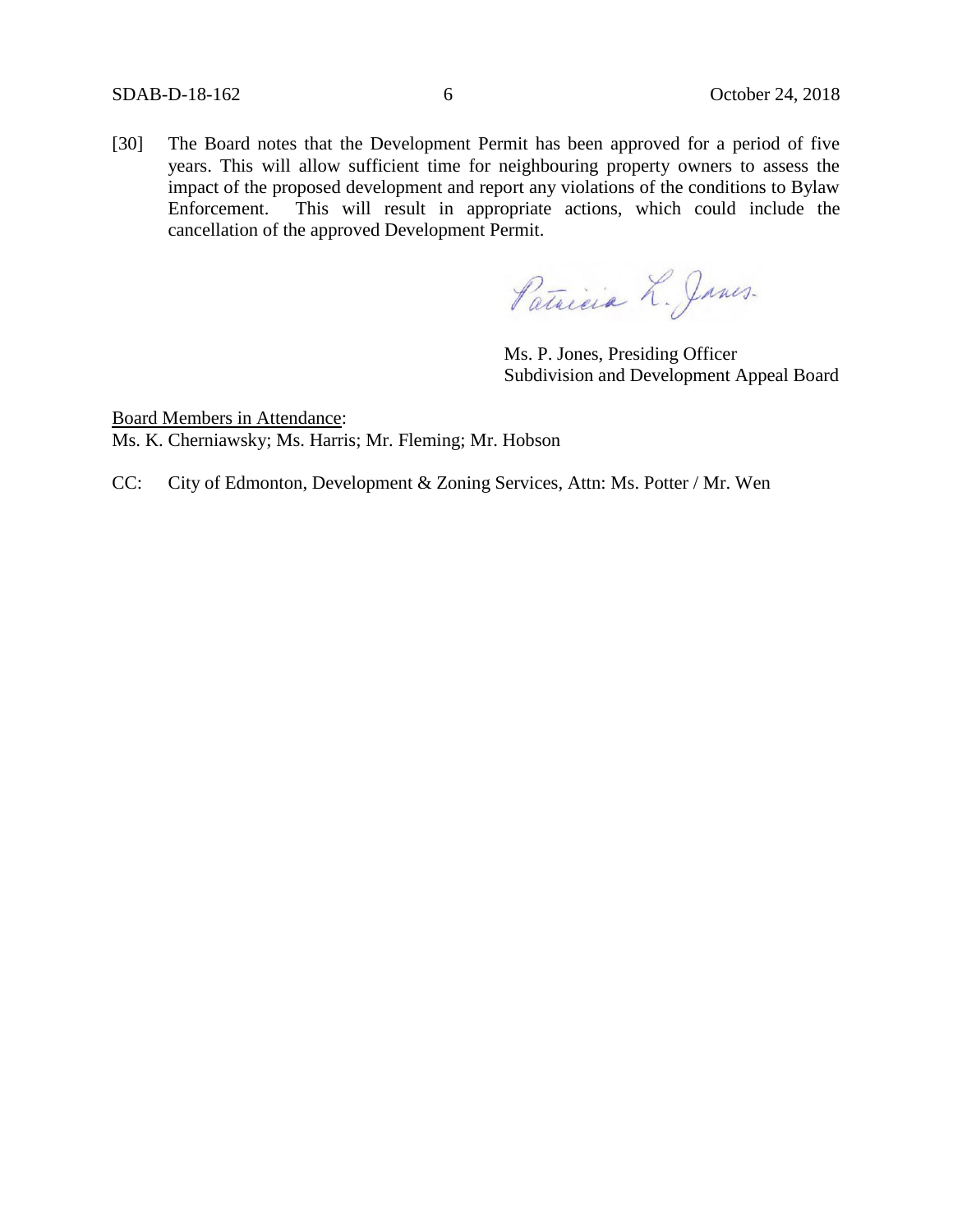[30] The Board notes that the Development Permit has been approved for a period of five years. This will allow sufficient time for neighbouring property owners to assess the impact of the proposed development and report any violations of the conditions to Bylaw Enforcement. This will result in appropriate actions, which could include the cancellation of the approved Development Permit.

Patricia L. Jones.

Ms. P. Jones, Presiding Officer
Subdivision and Development Appeal Board

Board Members in Attendance:
Ms. K. Cherniawsky; Ms. Harris; Mr. Fleming; Mr. Hobson

CC: City of Edmonton, Development & Zoning Services, Attn: Ms. Potter / Mr. Wen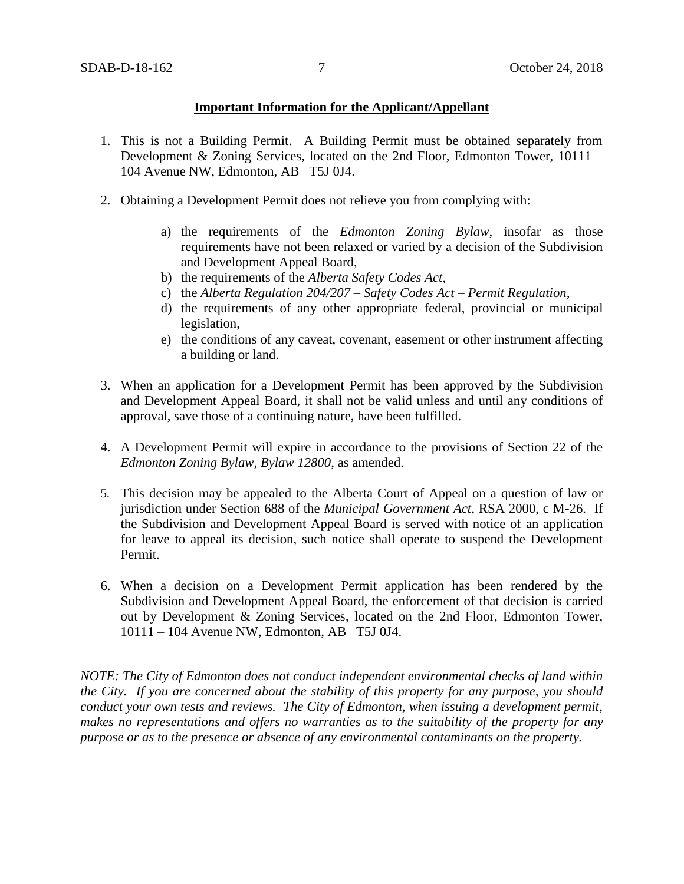**Important Information for the Applicant/Appellant**

1. This is not a Building Permit. A Building Permit must be obtained separately from Development & Zoning Services, located on the 2nd Floor, Edmonton Tower, 10111 – 104 Avenue NW, Edmonton, AB T5J 0J4.

2. Obtaining a Development Permit does not relieve you from complying with:

   a) the requirements of the *Edmonton Zoning Bylaw*, insofar as those requirements have not been relaxed or varied by a decision of the Subdivision and Development Appeal Board,
   b) the requirements of the *Alberta Safety Codes Act*,
   c) the *Alberta Regulation 204/207 – Safety Codes Act – Permit Regulation*,
   d) the requirements of any other appropriate federal, provincial or municipal legislation,
   e) the conditions of any caveat, covenant, easement or other instrument affecting a building or land.

3. When an application for a Development Permit has been approved by the Subdivision and Development Appeal Board, it shall not be valid unless and until any conditions of approval, save those of a continuing nature, have been fulfilled.

4. A Development Permit will expire in accordance to the provisions of Section 22 of the *Edmonton Zoning Bylaw, Bylaw 12800*, as amended.

5. This decision may be appealed to the Alberta Court of Appeal on a question of law or jurisdiction under Section 688 of the *Municipal Government Act*, RSA 2000, c M-26. If the Subdivision and Development Appeal Board is served with notice of an application for leave to appeal its decision, such notice shall operate to suspend the Development Permit.

6. When a decision on a Development Permit application has been rendered by the Subdivision and Development Appeal Board, the enforcement of that decision is carried out by Development & Zoning Services, located on the 2nd Floor, Edmonton Tower, 10111 – 104 Avenue NW, Edmonton, AB T5J 0J4.

*NOTE: The City of Edmonton does not conduct independent environmental checks of land within the City. If you are concerned about the stability of this property for any purpose, you should conduct your own tests and reviews. The City of Edmonton, when issuing a development permit, makes no representations and offers no warranties as to the suitability of the property for any purpose or as to the presence or absence of any environmental contaminants on the property.*